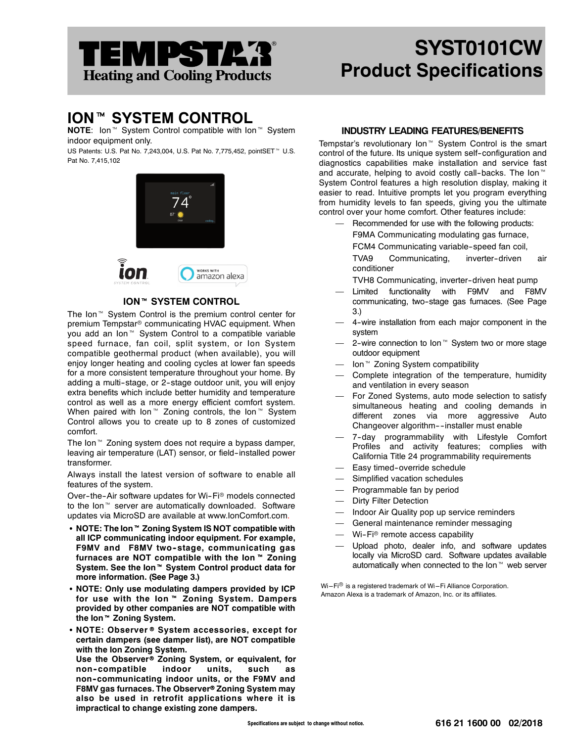# TEMPSTAR® Heating and Cooling Products

# SYST0101CW Product Specifications

## ION™ SYSTEM CONTROL

**NOTE**: Ion™ System Control compatible with Ion™ System indoor equipment only.

US Patents: U.S. Pat No. 7,243,004, U.S. Pat No. 7,775,452, pointSET™ U.S. Pat No. 7,415,102

### ION™ SYSTEM CONTROL

The Ion™ System Control is the premium control center for premium Tempstar® communicating HVAC equipment. When you add an Ion™ System Control to a compatible variable speed furnace, fan coil, split system, or Ion System compatible geothermal product (when available), you will enjoy longer heating and cooling cycles at lower fan speeds for a more consistent temperature throughout your home. By adding a multi-stage, or 2-stage outdoor unit, you will enjoy extra benefits which include better humidity and temperature control as well as a more energy efficient comfort system. When paired with Ion™ Zoning controls, the Ion™ System Control allows you to create up to 8 zones of customized comfort.

The Ion™ Zoning system does not require a bypass damper, leaving air temperature (LAT) sensor, or field-installed power transformer.

Always install the latest version of software to enable all features of the system.

Over-the-Air software updates for Wi-Fi® models connected to the Ion™ server are automatically downloaded. Software updates via MicroSD are available at www.IonComfort.com.

- **NOTE: The Ion™ Zoning System IS NOT compatible with all ICP communicating indoor equipment. For example, F9MV and F8MV two-stage, communicating gas furnaces are NOT compatible with the Ion™ Zoning System. See the Ion™ System Control product data for more information. (See Page 3.)**
- **NOTE: Only use modulating dampers provided by ICP for use with the Ion™ Zoning System. Dampers provided by other companies are NOT compatible with the Ion™ Zoning System.**
- **NOTE: Observer® System accessories, except for certain dampers (see damper list), are NOT compatible with the Ion Zoning System.**
  **Use the Observer® Zoning System, or equivalent, for non-compatible indoor units, such as non-communicating indoor units, or the F9MV and F8MV gas furnaces. The Observer® Zoning System may also be used in retrofit applications where it is impractical to change existing zone dampers.**

### INDUSTRY LEADING FEATURES/BENEFITS

Tempstar's revolutionary Ion™ System Control is the smart control of the future. Its unique system self-configuration and diagnostics capabilities make installation and service fast and accurate, helping to avoid costly call-backs. The Ion™ System Control features a high resolution display, making it easier to read. Intuitive prompts let you program everything from humidity levels to fan speeds, giving you the ultimate control over your home comfort. Other features include:

- Recommended for use with the following products:
  F9MA Communicating modulating gas furnace,
  FCM4 Communicating variable-speed fan coil,
  TVA9 Communicating, inverter-driven air conditioner
  TVH8 Communicating, inverter-driven heat pump
- Limited functionality with F9MV and F8MV communicating, two-stage gas furnaces. (See Page 3.)
- 4-wire installation from each major component in the system
- 2-wire connection to Ion™ System two or more stage outdoor equipment
- Ion™ Zoning System compatibility
- Complete integration of the temperature, humidity and ventilation in every season
- For Zoned Systems, auto mode selection to satisfy simultaneous heating and cooling demands in different zones via more aggressive Auto Changeover algorithm--installer must enable
- 7-day programmability with Lifestyle Comfort Profiles and activity features; complies with California Title 24 programmability requirements
- Easy timed-override schedule
- Simplified vacation schedules
- Programmable fan by period
- Dirty Filter Detection
- Indoor Air Quality pop up service reminders
- General maintenance reminder messaging
- Wi-Fi® remote access capability
- Upload photo, dealer info, and software updates locally via MicroSD card. Software updates available automatically when connected to the Ion™ web server

Wi-Fi® is a registered trademark of Wi-Fi Alliance Corporation.
Amazon Alexa is a trademark of Amazon, Inc. or its affiliates.

Specifications are subject to change without notice.

616 21 1600 00 02/2018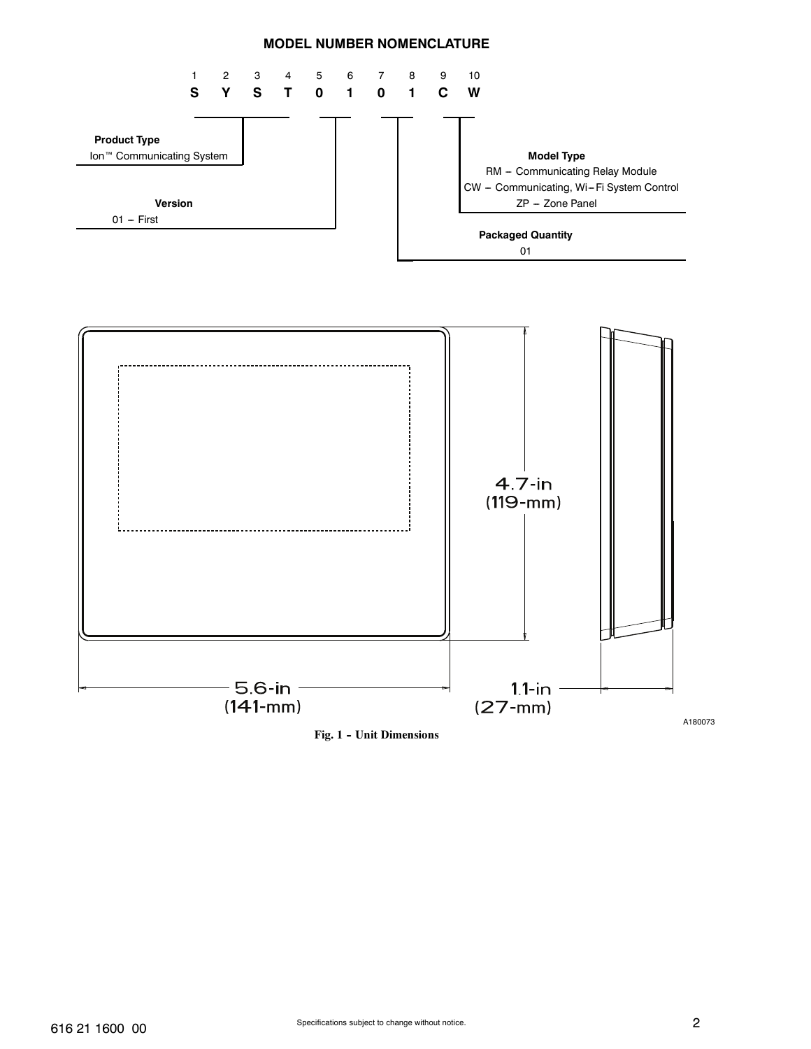## MODEL NUMBER NOMENCLATURE

| 1 | 2 | 3 | 4 | 5 | 6 | 7 | 8 | 9 | 10 |
|---|---|---|---|---|---|---|---|---|---|
| S | Y | S | T | 0 | 1 | 0 | 1 | C | W |

**Product Type** (positions 1–4)
Ion™ Communicating System

**Version** (positions 5–6)
01 – First

**Packaged Quantity** (positions 7–8)
01

**Model Type** (positions 9–10)
RM – Communicating Relay Module
CW – Communicating, Wi–Fi System Control
ZP – Zone Panel

4.7-in (119-mm)

5.6-in (141-mm)

1.1-in (27-mm)

A180073

**Fig. 1 – Unit Dimensions**

616 21 1600 00

Specifications subject to change without notice.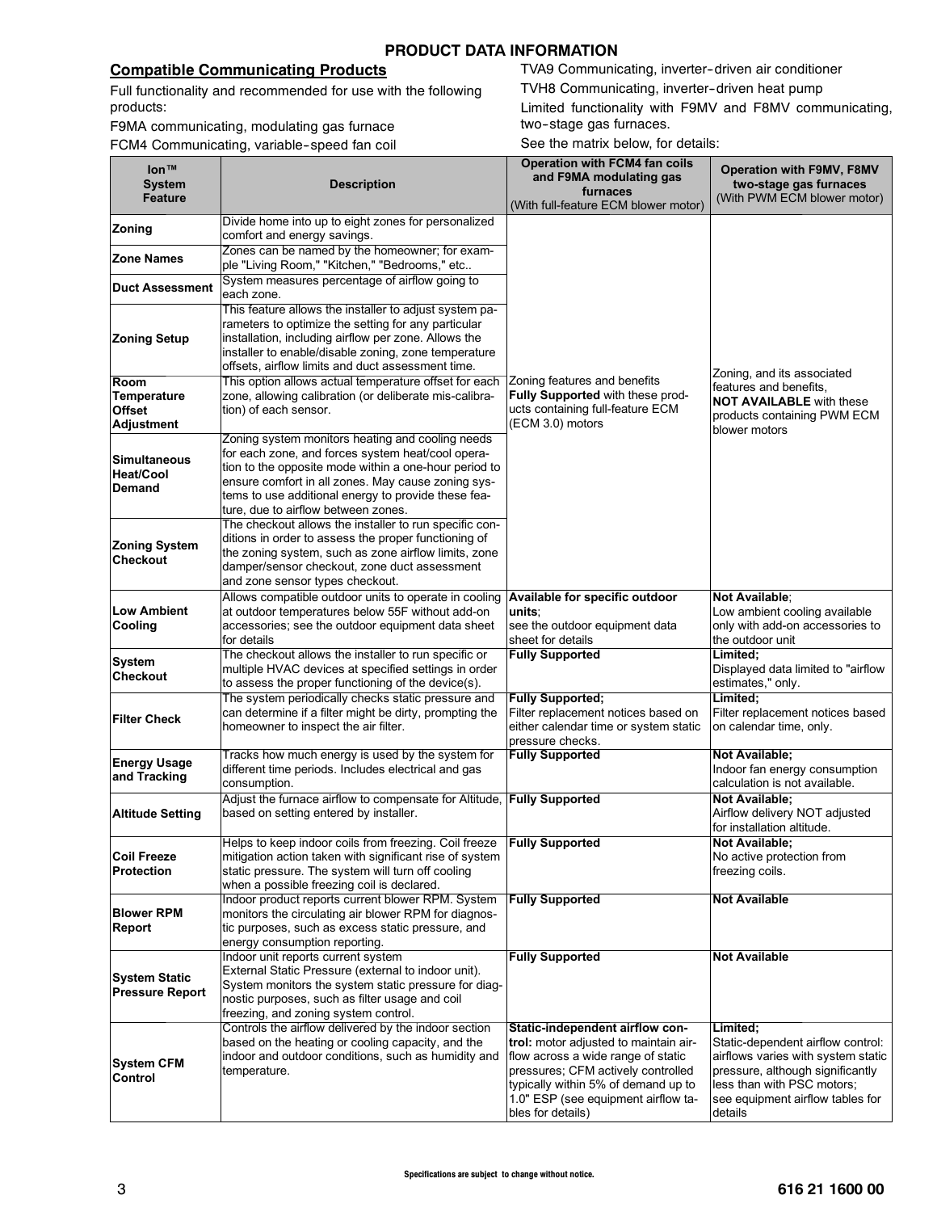## PRODUCT DATA INFORMATION

### Compatible Communicating Products

Full functionality and recommended for use with the following products:

F9MA communicating, modulating gas furnace

FCM4 Communicating, variable-speed fan coil

TVA9 Communicating, inverter-driven air conditioner

TVH8 Communicating, inverter-driven heat pump

Limited functionality with F9MV and F8MV communicating, two-stage gas furnaces.

See the matrix below, for details:

| Ion™ System Feature | Description | Operation with FCM4 fan coils and F9MA modulating gas furnaces (With full-feature ECM blower motor) | Operation with F9MV, F8MV two-stage gas furnaces (With PWM ECM blower motor) |
|---|---|---|---|
| **Zoning** | Divide home into up to eight zones for personalized comfort and energy savings. | Zoning features and benefits **Fully Supported** with these products containing full-feature ECM (ECM 3.0) motors | Zoning, and its associated features and benefits, **NOT AVAILABLE** with these products containing PWM ECM blower motors |
| **Zone Names** | Zones can be named by the homeowner; for example "Living Room," "Kitchen," "Bedrooms," etc.. | | |
| **Duct Assessment** | System measures percentage of airflow going to each zone. | | |
| **Zoning Setup** | This feature allows the installer to adjust system parameters to optimize the setting for any particular installation, including airflow per zone. Allows the installer to enable/disable zoning, zone temperature offsets, airflow limits and duct assessment time. | | |
| **Room Temperature Offset Adjustment** | This option allows actual temperature offset for each zone, allowing calibration (or deliberate mis-calibration) of each sensor. | | |
| **Simultaneous Heat/Cool Demand** | Zoning system monitors heating and cooling needs for each zone, and forces system heat/cool operation to the opposite mode within a one-hour period to ensure comfort in all zones. May cause zoning systems to use additional energy to provide these feature, due to airflow between zones. | | |
| **Zoning System Checkout** | The checkout allows the installer to run specific conditions in order to assess the proper functioning of the zoning system, such as zone airflow limits, zone damper/sensor checkout, zone duct assessment and zone sensor types checkout. | | |
| **Low Ambient Cooling** | Allows compatible outdoor units to operate in cooling at outdoor temperatures below 55F without add-on accessories; see the outdoor equipment data sheet for details | **Available for specific outdoor units**; see the outdoor equipment data sheet for details | **Not Available**; Low ambient cooling available only with add-on accessories to the outdoor unit |
| **System Checkout** | The checkout allows the installer to run specific or multiple HVAC devices at specified settings in order to assess the proper functioning of the device(s). | **Fully Supported** | **Limited;** Displayed data limited to "airflow estimates," only. |
| **Filter Check** | The system periodically checks static pressure and can determine if a filter might be dirty, prompting the homeowner to inspect the air filter. | **Fully Supported;** Filter replacement notices based on either calendar time or system static pressure checks. | **Limited;** Filter replacement notices based on calendar time, only. |
| **Energy Usage and Tracking** | Tracks how much energy is used by the system for different time periods. Includes electrical and gas consumption. | **Fully Supported** | **Not Available;** Indoor fan energy consumption calculation is not available. |
| **Altitude Setting** | Adjust the furnace airflow to compensate for Altitude, based on setting entered by installer. | **Fully Supported** | **Not Available;** Airflow delivery NOT adjusted for installation altitude. |
| **Coil Freeze Protection** | Helps to keep indoor coils from freezing. Coil freeze mitigation action taken with significant rise of system static pressure. The system will turn off cooling when a possible freezing coil is declared. | **Fully Supported** | **Not Available;** No active protection from freezing coils. |
| **Blower RPM Report** | Indoor product reports current blower RPM. System monitors the circulating air blower RPM for diagnostic purposes, such as excess static pressure, and energy consumption reporting. | **Fully Supported** | **Not Available** |
| **System Static Pressure Report** | Indoor unit reports current system External Static Pressure (external to indoor unit). System monitors the system static pressure for diagnostic purposes, such as filter usage and coil freezing, and zoning system control. | **Fully Supported** | **Not Available** |
| **System CFM Control** | Controls the airflow delivered by the indoor section based on the heating or cooling capacity, and the indoor and outdoor conditions, such as humidity and temperature. | **Static-independent airflow control:** motor adjusted to maintain airflow across a wide range of static pressures; CFM actively controlled typically within 5% of demand up to 1.0" ESP (see equipment airflow tables for details) | **Limited;** Static-dependent airflow control: airflows varies with system static pressure, although significantly less than with PSC motors; see equipment airflow tables for details |

Specifications are subject to change without notice.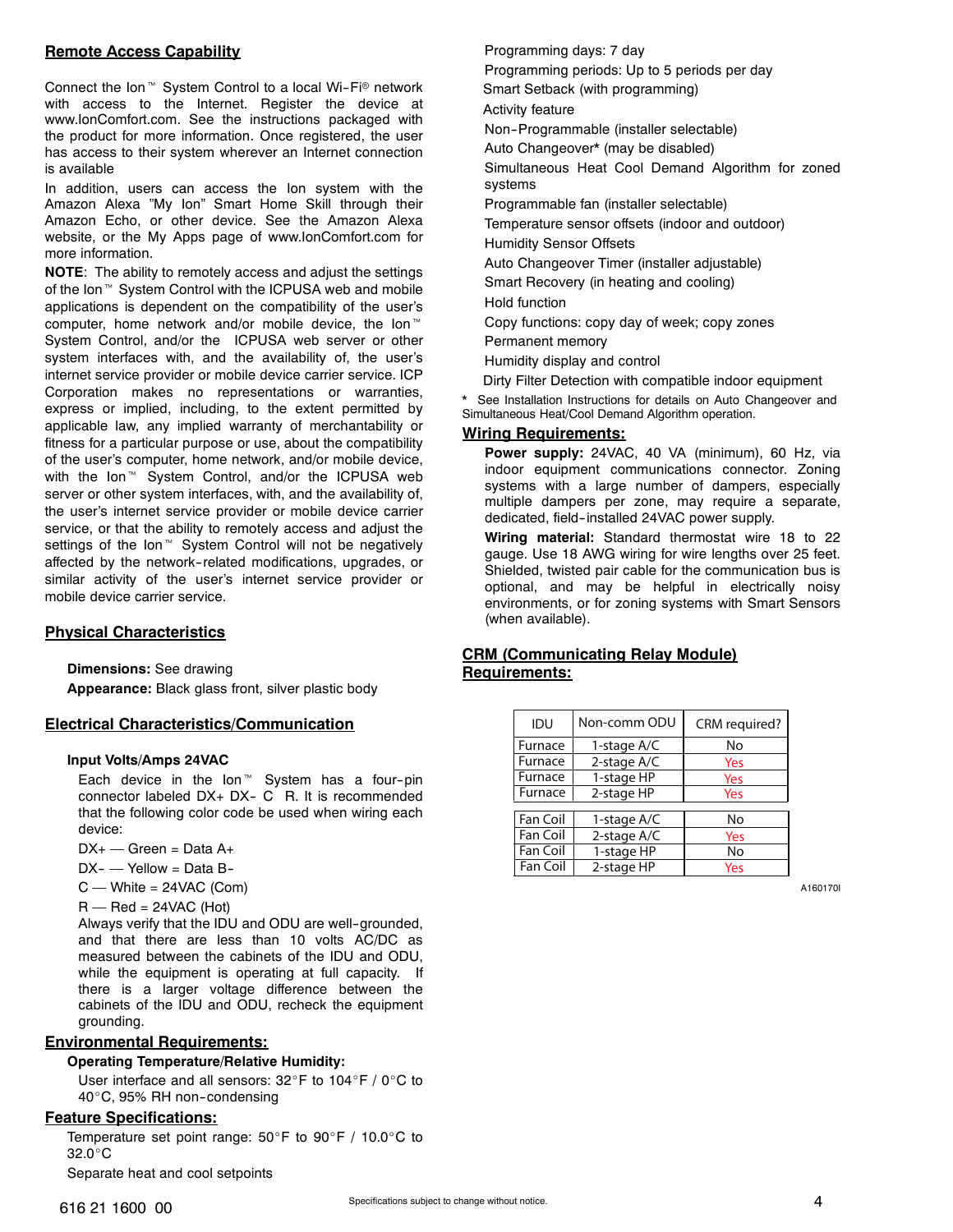## Remote Access Capability

Connect the Ion™ System Control to a local Wi-Fi® network with access to the Internet. Register the device at www.IonComfort.com. See the instructions packaged with the product for more information. Once registered, the user has access to their system wherever an Internet connection is available

In addition, users can access the Ion system with the Amazon Alexa "My Ion" Smart Home Skill through their Amazon Echo, or other device. See the Amazon Alexa website, or the My Apps page of www.IonComfort.com for more information.

**NOTE**: The ability to remotely access and adjust the settings of the Ion™ System Control with the ICPUSA web and mobile applications is dependent on the compatibility of the user's computer, home network and/or mobile device, the Ion™ System Control, and/or the ICPUSA web server or other system interfaces with, and the availability of, the user's internet service provider or mobile device carrier service. ICP Corporation makes no representations or warranties, express or implied, including, to the extent permitted by applicable law, any implied warranty of merchantability or fitness for a particular purpose or use, about the compatibility of the user's computer, home network, and/or mobile device, with the Ion™ System Control, and/or the ICPUSA web server or other system interfaces, with, and the availability of, the user's internet service provider or mobile device carrier service, or that the ability to remotely access and adjust the settings of the Ion™ System Control will not be negatively affected by the network-related modifications, upgrades, or similar activity of the user's internet service provider or mobile device carrier service.

## Physical Characteristics

**Dimensions:** See drawing

**Appearance:** Black glass front, silver plastic body

## Electrical Characteristics/Communication

### Input Volts/Amps 24VAC

Each device in the Ion™ System has a four-pin connector labeled DX+ DX- C R. It is recommended that the following color code be used when wiring each device:

DX+ — Green = Data A+

DX- — Yellow = Data B-

C — White = 24VAC (Com)

R — Red = 24VAC (Hot)

Always verify that the IDU and ODU are well-grounded, and that there are less than 10 volts AC/DC as measured between the cabinets of the IDU and ODU, while the equipment is operating at full capacity. If there is a larger voltage difference between the cabinets of the IDU and ODU, recheck the equipment grounding.

## Environmental Requirements:

**Operating Temperature/Relative Humidity:**

User interface and all sensors: 32°F to 104°F / 0°C to 40°C, 95% RH non-condensing

## Feature Specifications:

Temperature set point range: 50°F to 90°F / 10.0°C to 32.0°C

Separate heat and cool setpoints

Programming days: 7 day

Programming periods: Up to 5 periods per day

Smart Setback (with programming)

Activity feature

Non-Programmable (installer selectable)

Auto Changeover* (may be disabled)

Simultaneous Heat Cool Demand Algorithm for zoned systems

Programmable fan (installer selectable)

Temperature sensor offsets (indoor and outdoor)

Humidity Sensor Offsets

Auto Changeover Timer (installer adjustable)

Smart Recovery (in heating and cooling)

Hold function

Copy functions: copy day of week; copy zones

Permanent memory

Humidity display and control

Dirty Filter Detection with compatible indoor equipment

\* See Installation Instructions for details on Auto Changeover and Simultaneous Heat/Cool Demand Algorithm operation.

## Wiring Requirements:

**Power supply:** 24VAC, 40 VA (minimum), 60 Hz, via indoor equipment communications connector. Zoning systems with a large number of dampers, especially multiple dampers per zone, may require a separate, dedicated, field-installed 24VAC power supply.

**Wiring material:** Standard thermostat wire 18 to 22 gauge. Use 18 AWG wiring for wire lengths over 25 feet. Shielded, twisted pair cable for the communication bus is optional, and may be helpful in electrically noisy environments, or for zoning systems with Smart Sensors (when available).

## CRM (Communicating Relay Module) Requirements:

| IDU | Non-comm ODU | CRM required? |
|---|---|---|
| Furnace | 1-stage A/C | No |
| Furnace | 2-stage A/C | Yes |
| Furnace | 1-stage HP | Yes |
| Furnace | 2-stage HP | Yes |
| Fan Coil | 1-stage A/C | No |
| Fan Coil | 2-stage A/C | Yes |
| Fan Coil | 1-stage HP | No |
| Fan Coil | 2-stage HP | Yes |

A160170I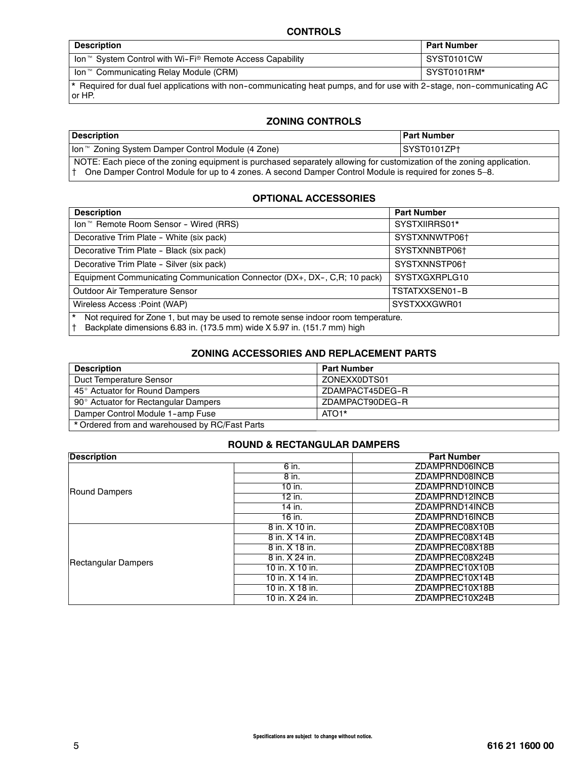## CONTROLS

| Description | Part Number |
| --- | --- |
| Ion™ System Control with Wi-Fi® Remote Access Capability | SYST0101CW |
| Ion™ Communicating Relay Module (CRM) | SYST0101RM* |

* Required for dual fuel applications with non-communicating heat pumps, and for use with 2-stage, non-communicating AC or HP.

## ZONING CONTROLS

| Description | Part Number |
| --- | --- |
| Ion™ Zoning System Damper Control Module (4 Zone) | SYST0101ZP† |

NOTE: Each piece of the zoning equipment is purchased separately allowing for customization of the zoning application.
† One Damper Control Module for up to 4 zones. A second Damper Control Module is required for zones 5–8.

## OPTIONAL ACCESSORIES

| Description | Part Number |
| --- | --- |
| Ion™ Remote Room Sensor - Wired (RRS) | SYSTXIIRRS01* |
| Decorative Trim Plate - White (six pack) | SYSTXNNWTP06† |
| Decorative Trim Plate - Black (six pack) | SYSTXNNBTP06† |
| Decorative Trim Plate - Silver (six pack) | SYSTXNNSTP06† |
| Equipment Communicating Communication Connector (DX+, DX-, C,R; 10 pack) | SYSTXGXRPLG10 |
| Outdoor Air Temperature Sensor | TSTATXXSEN01-B |
| Wireless Access :Point (WAP) | SYSTXXXGWR01 |

* Not required for Zone 1, but may be used to remote sense indoor room temperature.
† Backplate dimensions 6.83 in. (173.5 mm) wide X 5.97 in. (151.7 mm) high

## ZONING ACCESSORIES AND REPLACEMENT PARTS

| Description | Part Number |
| --- | --- |
| Duct Temperature Sensor | ZONEXX0DTS01 |
| 45° Actuator for Round Dampers | ZDAMPACT45DEG-R |
| 90° Actuator for Rectangular Dampers | ZDAMPACT90DEG-R |
| Damper Control Module 1-amp Fuse | ATO1* |

* Ordered from and warehoused by RC/Fast Parts

## ROUND & RECTANGULAR DAMPERS

| Description | | Part Number |
| --- | --- | --- |
| Round Dampers | 6 in. | ZDAMPRND06INCB |
| | 8 in. | ZDAMPRND08INCB |
| | 10 in. | ZDAMPRND10INCB |
| | 12 in. | ZDAMPRND12INCB |
| | 14 in. | ZDAMPRND14INCB |
| | 16 in. | ZDAMPRND16INCB |
| Rectangular Dampers | 8 in. X 10 in. | ZDAMPREC08X10B |
| | 8 in. X 14 in. | ZDAMPREC08X14B |
| | 8 in. X 18 in. | ZDAMPREC08X18B |
| | 8 in. X 24 in. | ZDAMPREC08X24B |
| | 10 in. X 10 in. | ZDAMPREC10X10B |
| | 10 in. X 14 in. | ZDAMPREC10X14B |
| | 10 in. X 18 in. | ZDAMPREC10X18B |
| | 10 in. X 24 in. | ZDAMPREC10X24B |

Specifications are subject to change without notice.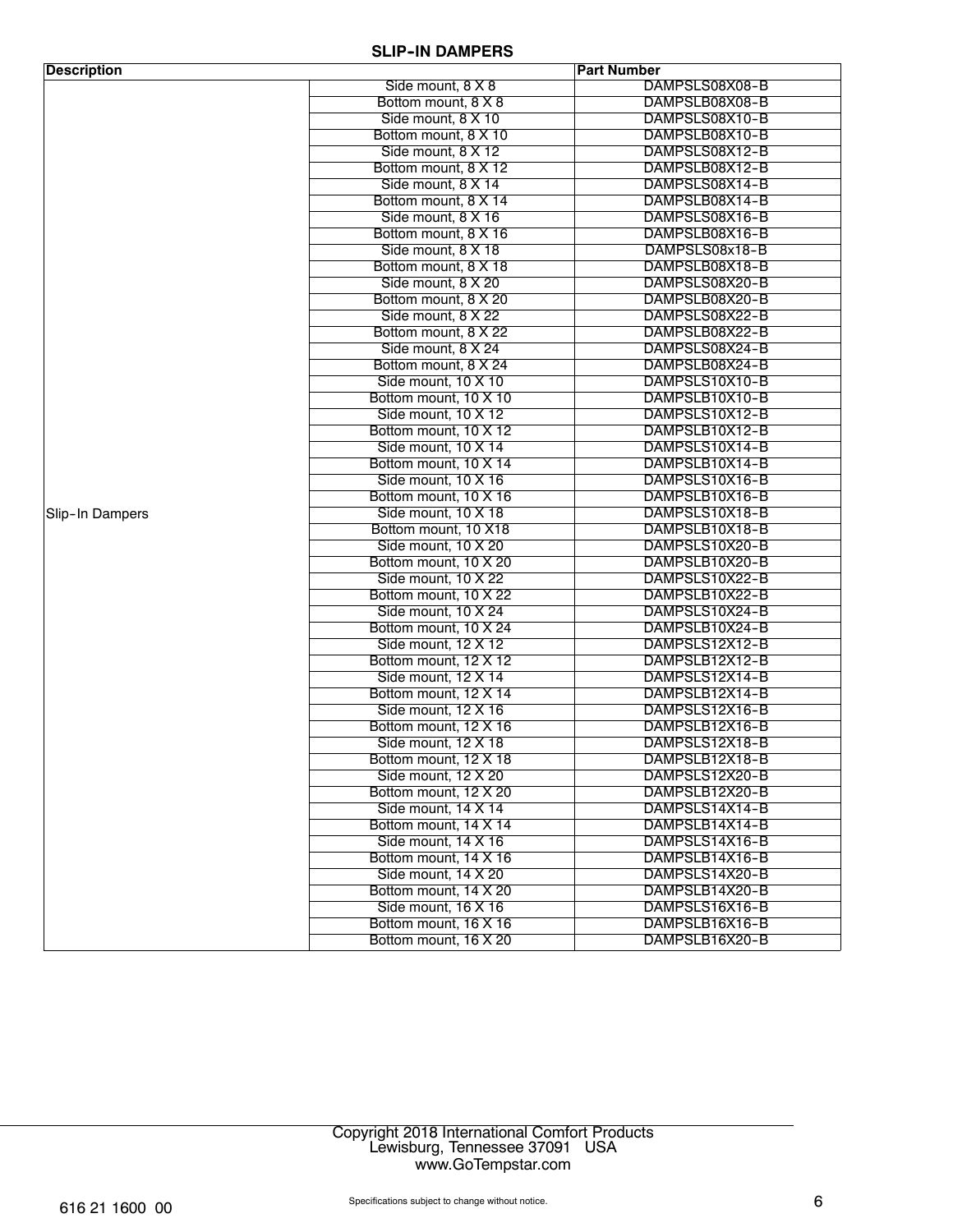### SLIP-IN DAMPERS

| Description | | Part Number |
|---|---|---|
| Slip-In Dampers | Side mount, 8 X 8 | DAMPSLS08X08-B |
| | Bottom mount, 8 X 8 | DAMPSLB08X08-B |
| | Side mount, 8 X 10 | DAMPSLS08X10-B |
| | Bottom mount, 8 X 10 | DAMPSLB08X10-B |
| | Side mount, 8 X 12 | DAMPSLS08X12-B |
| | Bottom mount, 8 X 12 | DAMPSLB08X12-B |
| | Side mount, 8 X 14 | DAMPSLS08X14-B |
| | Bottom mount, 8 X 14 | DAMPSLB08X14-B |
| | Side mount, 8 X 16 | DAMPSLS08X16-B |
| | Bottom mount, 8 X 16 | DAMPSLB08X16-B |
| | Side mount, 8 X 18 | DAMPSLS08x18-B |
| | Bottom mount, 8 X 18 | DAMPSLB08X18-B |
| | Side mount, 8 X 20 | DAMPSLS08X20-B |
| | Bottom mount, 8 X 20 | DAMPSLB08X20-B |
| | Side mount, 8 X 22 | DAMPSLS08X22-B |
| | Bottom mount, 8 X 22 | DAMPSLB08X22-B |
| | Side mount, 8 X 24 | DAMPSLS08X24-B |
| | Bottom mount, 8 X 24 | DAMPSLB08X24-B |
| | Side mount, 10 X 10 | DAMPSLS10X10-B |
| | Bottom mount, 10 X 10 | DAMPSLB10X10-B |
| | Side mount, 10 X 12 | DAMPSLS10X12-B |
| | Bottom mount, 10 X 12 | DAMPSLB10X12-B |
| | Side mount, 10 X 14 | DAMPSLS10X14-B |
| | Bottom mount, 10 X 14 | DAMPSLB10X14-B |
| | Side mount, 10 X 16 | DAMPSLS10X16-B |
| | Bottom mount, 10 X 16 | DAMPSLB10X16-B |
| | Side mount, 10 X 18 | DAMPSLS10X18-B |
| | Bottom mount, 10 X18 | DAMPSLB10X18-B |
| | Side mount, 10 X 20 | DAMPSLS10X20-B |
| | Bottom mount, 10 X 20 | DAMPSLB10X20-B |
| | Side mount, 10 X 22 | DAMPSLS10X22-B |
| | Bottom mount, 10 X 22 | DAMPSLB10X22-B |
| | Side mount, 10 X 24 | DAMPSLS10X24-B |
| | Bottom mount, 10 X 24 | DAMPSLB10X24-B |
| | Side mount, 12 X 12 | DAMPSLS12X12-B |
| | Bottom mount, 12 X 12 | DAMPSLB12X12-B |
| | Side mount, 12 X 14 | DAMPSLS12X14-B |
| | Bottom mount, 12 X 14 | DAMPSLB12X14-B |
| | Side mount, 12 X 16 | DAMPSLS12X16-B |
| | Bottom mount, 12 X 16 | DAMPSLB12X16-B |
| | Side mount, 12 X 18 | DAMPSLS12X18-B |
| | Bottom mount, 12 X 18 | DAMPSLB12X18-B |
| | Side mount, 12 X 20 | DAMPSLS12X20-B |
| | Bottom mount, 12 X 20 | DAMPSLB12X20-B |
| | Side mount, 14 X 14 | DAMPSLS14X14-B |
| | Bottom mount, 14 X 14 | DAMPSLB14X14-B |
| | Side mount, 14 X 16 | DAMPSLS14X16-B |
| | Bottom mount, 14 X 16 | DAMPSLB14X16-B |
| | Side mount, 14 X 20 | DAMPSLS14X20-B |
| | Bottom mount, 14 X 20 | DAMPSLB14X20-B |
| | Side mount, 16 X 16 | DAMPSLS16X16-B |
| | Bottom mount, 16 X 16 | DAMPSLB16X16-B |
| | Bottom mount, 16 X 20 | DAMPSLB16X20-B |

Copyright 2018 International Comfort Products
Lewisburg, Tennessee 37091 USA
www.GoTempstar.com

616 21 1600 00

Specifications subject to change without notice.